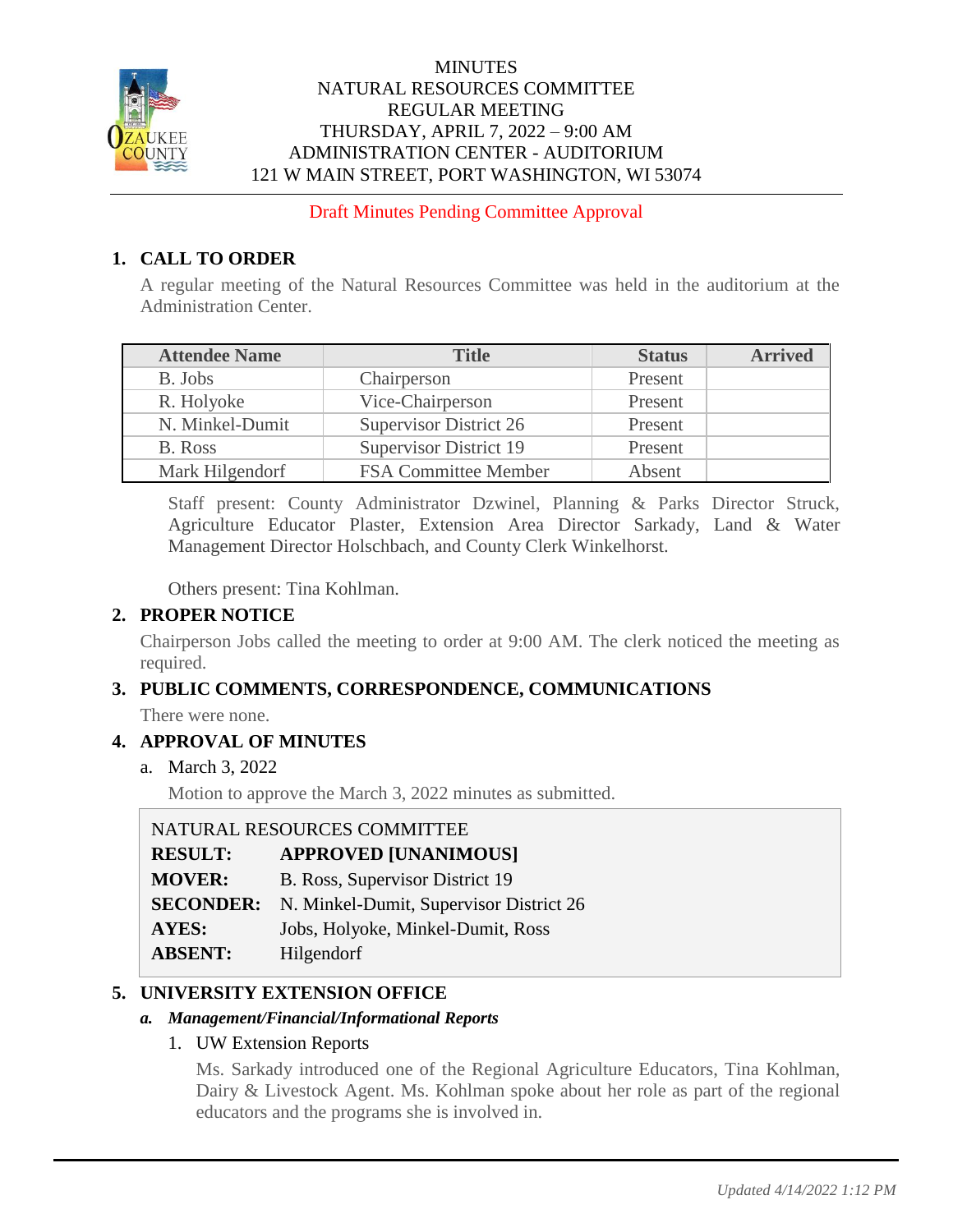# MINUTES
## NATURAL RESOURCES COMMITTEE
## REGULAR MEETING
## THURSDAY, APRIL 7, 2022 – 9:00 AM
## ADMINISTRATION CENTER - AUDITORIUM
## 121 W MAIN STREET, PORT WASHINGTON, WI 53074

Draft Minutes Pending Committee Approval

### 1. CALL TO ORDER

A regular meeting of the Natural Resources Committee was held in the auditorium at the Administration Center.

| Attendee Name | Title | Status | Arrived |
|---|---|---|---|
| B. Jobs | Chairperson | Present | |
| R. Holyoke | Vice-Chairperson | Present | |
| N. Minkel-Dumit | Supervisor District 26 | Present | |
| B. Ross | Supervisor District 19 | Present | |
| Mark Hilgendorf | FSA Committee Member | Absent | |

Staff present: County Administrator Dzwinel, Planning & Parks Director Struck, Agriculture Educator Plaster, Extension Area Director Sarkady, Land & Water Management Director Holschbach, and County Clerk Winkelhorst.

Others present: Tina Kohlman.

### 2. PROPER NOTICE

Chairperson Jobs called the meeting to order at 9:00 AM. The clerk noticed the meeting as required.

### 3. PUBLIC COMMENTS, CORRESPONDENCE, COMMUNICATIONS

There were none.

### 4. APPROVAL OF MINUTES

a. March 3, 2022

Motion to approve the March 3, 2022 minutes as submitted.

NATURAL RESOURCES COMMITTEE

**RESULT:** **APPROVED [UNANIMOUS]**
**MOVER:** B. Ross, Supervisor District 19
**SECONDER:** N. Minkel-Dumit, Supervisor District 26
**AYES:** Jobs, Holyoke, Minkel-Dumit, Ross
**ABSENT:** Hilgendorf

### 5. UNIVERSITY EXTENSION OFFICE

***a. Management/Financial/Informational Reports***

1. UW Extension Reports

Ms. Sarkady introduced one of the Regional Agriculture Educators, Tina Kohlman, Dairy & Livestock Agent. Ms. Kohlman spoke about her role as part of the regional educators and the programs she is involved in.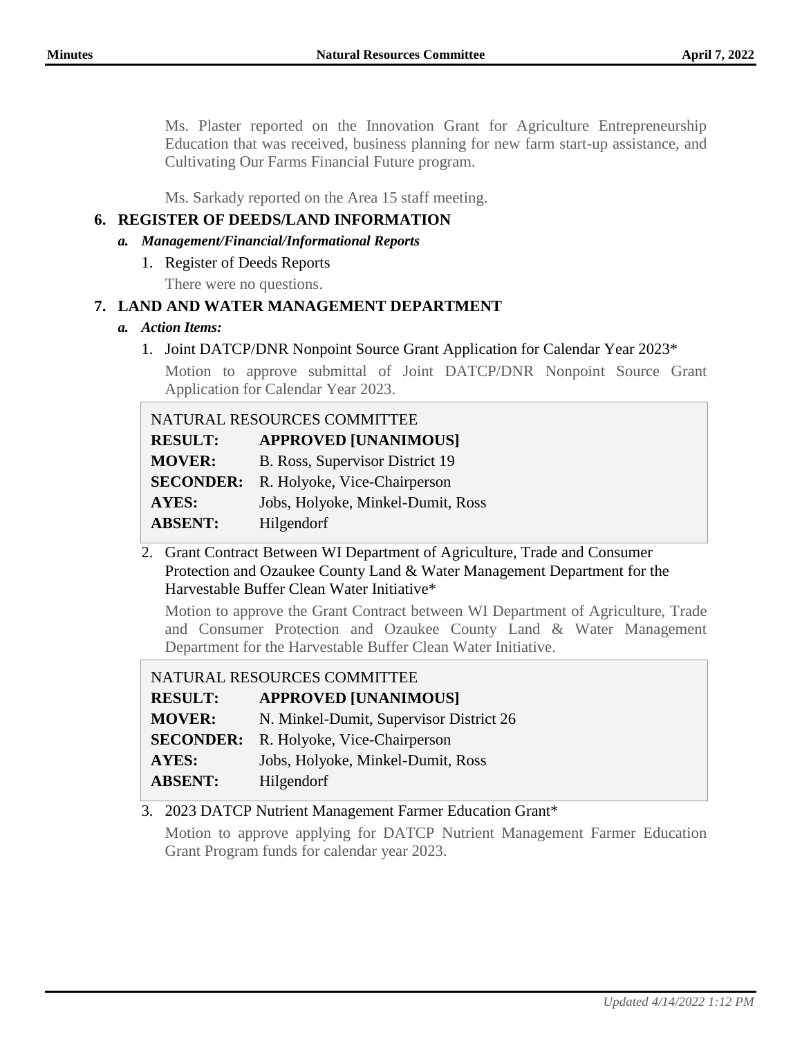Ms. Plaster reported on the Innovation Grant for Agriculture Entrepreneurship Education that was received, business planning for new farm start-up assistance, and Cultivating Our Farms Financial Future program.

Ms. Sarkady reported on the Area 15 staff meeting.

## 6. REGISTER OF DEEDS/LAND INFORMATION

### *a. Management/Financial/Informational Reports*

1. Register of Deeds Reports

   There were no questions.

## 7. LAND AND WATER MANAGEMENT DEPARTMENT

### *a. Action Items:*

1. Joint DATCP/DNR Nonpoint Source Grant Application for Calendar Year 2023*

   Motion to approve submittal of Joint DATCP/DNR Nonpoint Source Grant Application for Calendar Year 2023.

| NATURAL RESOURCES COMMITTEE | |
|---|---|
| **RESULT:** | **APPROVED [UNANIMOUS]** |
| **MOVER:** | B. Ross, Supervisor District 19 |
| **SECONDER:** | R. Holyoke, Vice-Chairperson |
| **AYES:** | Jobs, Holyoke, Minkel-Dumit, Ross |
| **ABSENT:** | Hilgendorf |

2. Grant Contract Between WI Department of Agriculture, Trade and Consumer Protection and Ozaukee County Land & Water Management Department for the Harvestable Buffer Clean Water Initiative*

   Motion to approve the Grant Contract between WI Department of Agriculture, Trade and Consumer Protection and Ozaukee County Land & Water Management Department for the Harvestable Buffer Clean Water Initiative.

| NATURAL RESOURCES COMMITTEE | |
|---|---|
| **RESULT:** | **APPROVED [UNANIMOUS]** |
| **MOVER:** | N. Minkel-Dumit, Supervisor District 26 |
| **SECONDER:** | R. Holyoke, Vice-Chairperson |
| **AYES:** | Jobs, Holyoke, Minkel-Dumit, Ross |
| **ABSENT:** | Hilgendorf |

3. 2023 DATCP Nutrient Management Farmer Education Grant*

   Motion to approve applying for DATCP Nutrient Management Farmer Education Grant Program funds for calendar year 2023.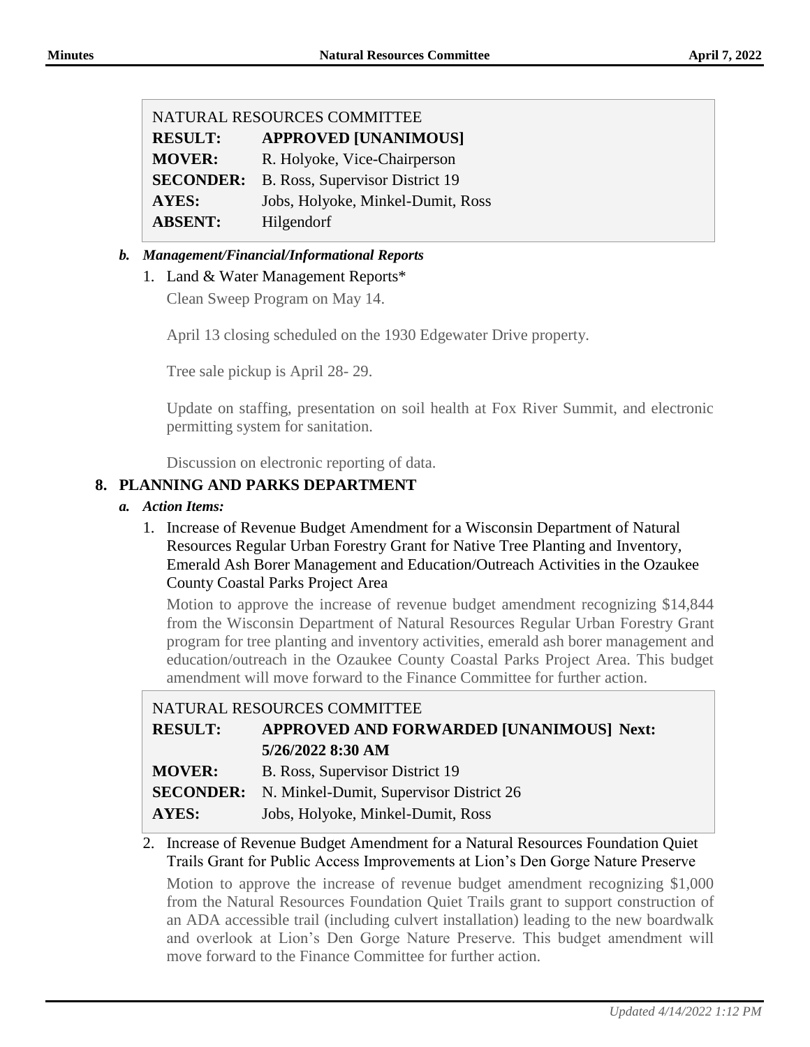| NATURAL RESOURCES COMMITTEE | |
|---|---|
| **RESULT:** | **APPROVED [UNANIMOUS]** |
| **MOVER:** | R. Holyoke, Vice-Chairperson |
| **SECONDER:** | B. Ross, Supervisor District 19 |
| **AYES:** | Jobs, Holyoke, Minkel-Dumit, Ross |
| **ABSENT:** | Hilgendorf |

***b. Management/Financial/Informational Reports***

1. Land & Water Management Reports*

   Clean Sweep Program on May 14.

   April 13 closing scheduled on the 1930 Edgewater Drive property.

   Tree sale pickup is April 28- 29.

   Update on staffing, presentation on soil health at Fox River Summit, and electronic permitting system for sanitation.

   Discussion on electronic reporting of data.

## 8. PLANNING AND PARKS DEPARTMENT

***a. Action Items:***

1. Increase of Revenue Budget Amendment for a Wisconsin Department of Natural Resources Regular Urban Forestry Grant for Native Tree Planting and Inventory, Emerald Ash Borer Management and Education/Outreach Activities in the Ozaukee County Coastal Parks Project Area

   Motion to approve the increase of revenue budget amendment recognizing $14,844 from the Wisconsin Department of Natural Resources Regular Urban Forestry Grant program for tree planting and inventory activities, emerald ash borer management and education/outreach in the Ozaukee County Coastal Parks Project Area. This budget amendment will move forward to the Finance Committee for further action.

| NATURAL RESOURCES COMMITTEE | |
|---|---|
| **RESULT:** | **APPROVED AND FORWARDED [UNANIMOUS] Next: 5/26/2022 8:30 AM** |
| **MOVER:** | B. Ross, Supervisor District 19 |
| **SECONDER:** | N. Minkel-Dumit, Supervisor District 26 |
| **AYES:** | Jobs, Holyoke, Minkel-Dumit, Ross |

2. Increase of Revenue Budget Amendment for a Natural Resources Foundation Quiet Trails Grant for Public Access Improvements at Lion's Den Gorge Nature Preserve

   Motion to approve the increase of revenue budget amendment recognizing $1,000 from the Natural Resources Foundation Quiet Trails grant to support construction of an ADA accessible trail (including culvert installation) leading to the new boardwalk and overlook at Lion's Den Gorge Nature Preserve. This budget amendment will move forward to the Finance Committee for further action.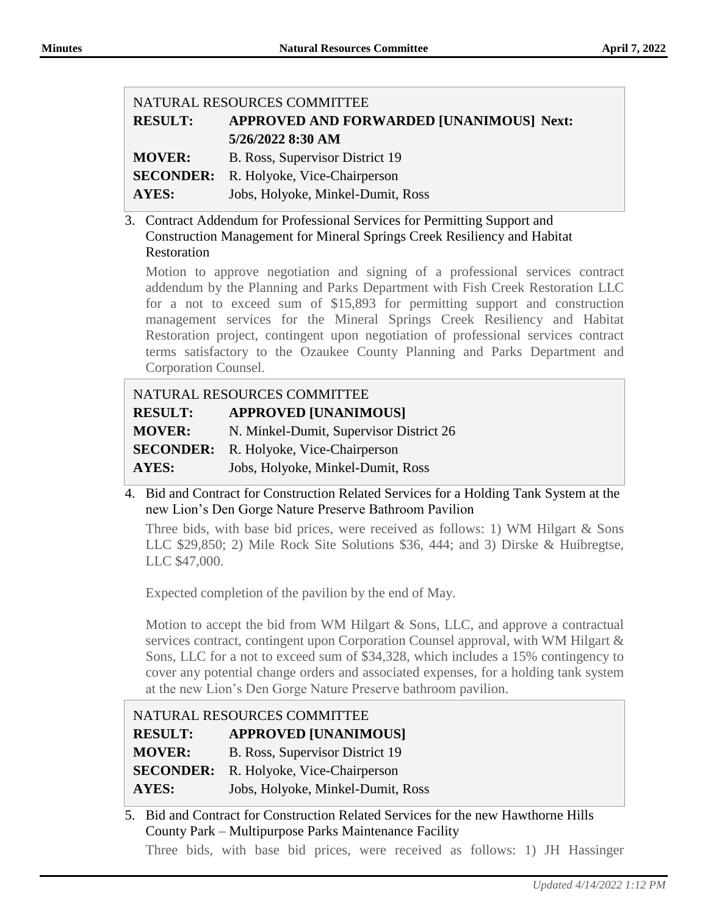| NATURAL RESOURCES COMMITTEE | |
|---|---|
| **RESULT:** | **APPROVED AND FORWARDED [UNANIMOUS] Next: 5/26/2022 8:30 AM** |
| **MOVER:** | B. Ross, Supervisor District 19 |
| **SECONDER:** | R. Holyoke, Vice-Chairperson |
| **AYES:** | Jobs, Holyoke, Minkel-Dumit, Ross |

3. Contract Addendum for Professional Services for Permitting Support and Construction Management for Mineral Springs Creek Resiliency and Habitat Restoration

   Motion to approve negotiation and signing of a professional services contract addendum by the Planning and Parks Department with Fish Creek Restoration LLC for a not to exceed sum of $15,893 for permitting support and construction management services for the Mineral Springs Creek Resiliency and Habitat Restoration project, contingent upon negotiation of professional services contract terms satisfactory to the Ozaukee County Planning and Parks Department and Corporation Counsel.

| NATURAL RESOURCES COMMITTEE | |
|---|---|
| **RESULT:** | **APPROVED [UNANIMOUS]** |
| **MOVER:** | N. Minkel-Dumit, Supervisor District 26 |
| **SECONDER:** | R. Holyoke, Vice-Chairperson |
| **AYES:** | Jobs, Holyoke, Minkel-Dumit, Ross |

4. Bid and Contract for Construction Related Services for a Holding Tank System at the new Lion's Den Gorge Nature Preserve Bathroom Pavilion

   Three bids, with base bid prices, were received as follows: 1) WM Hilgart & Sons LLC $29,850; 2) Mile Rock Site Solutions $36, 444; and 3) Dirske & Huibregtse, LLC $47,000.

   Expected completion of the pavilion by the end of May.

   Motion to accept the bid from WM Hilgart & Sons, LLC, and approve a contractual services contract, contingent upon Corporation Counsel approval, with WM Hilgart & Sons, LLC for a not to exceed sum of $34,328, which includes a 15% contingency to cover any potential change orders and associated expenses, for a holding tank system at the new Lion's Den Gorge Nature Preserve bathroom pavilion.

| NATURAL RESOURCES COMMITTEE | |
|---|---|
| **RESULT:** | **APPROVED [UNANIMOUS]** |
| **MOVER:** | B. Ross, Supervisor District 19 |
| **SECONDER:** | R. Holyoke, Vice-Chairperson |
| **AYES:** | Jobs, Holyoke, Minkel-Dumit, Ross |

5. Bid and Contract for Construction Related Services for the new Hawthorne Hills County Park – Multipurpose Parks Maintenance Facility

   Three bids, with base bid prices, were received as follows: 1) JH Hassinger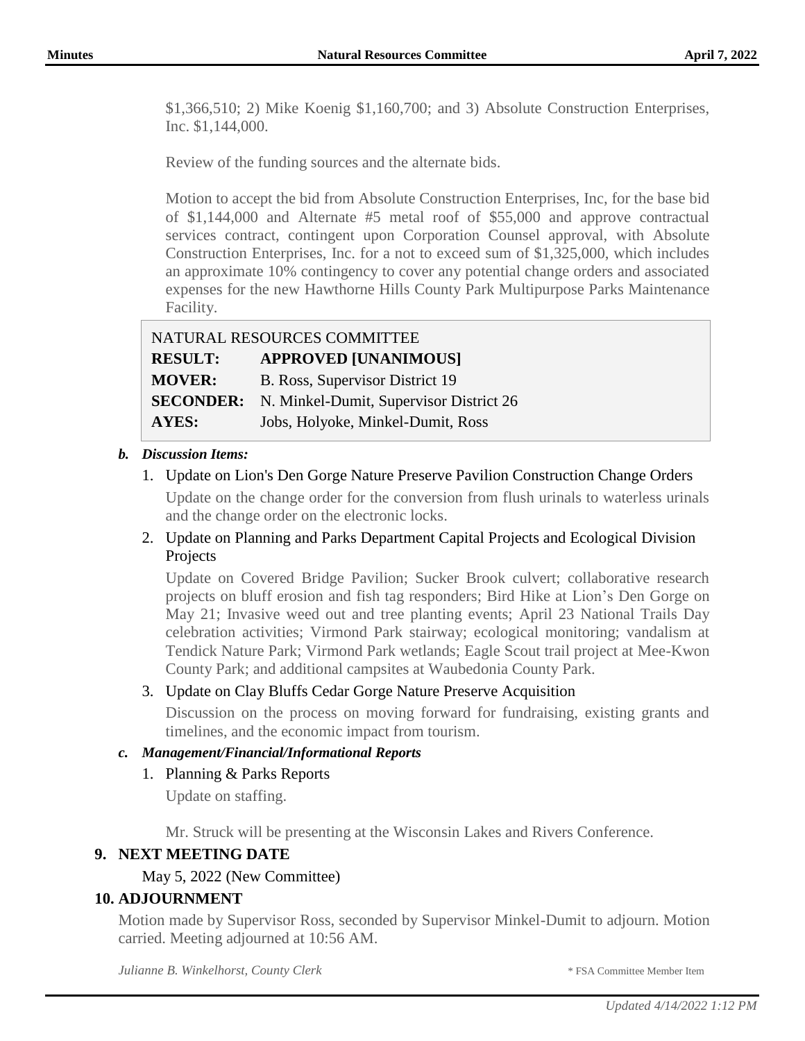$1,366,510; 2) Mike Koenig $1,160,700; and 3) Absolute Construction Enterprises, Inc. $1,144,000.

Review of the funding sources and the alternate bids.

Motion to accept the bid from Absolute Construction Enterprises, Inc, for the base bid of $1,144,000 and Alternate #5 metal roof of $55,000 and approve contractual services contract, contingent upon Corporation Counsel approval, with Absolute Construction Enterprises, Inc. for a not to exceed sum of $1,325,000, which includes an approximate 10% contingency to cover any potential change orders and associated expenses for the new Hawthorne Hills County Park Multipurpose Parks Maintenance Facility.

| NATURAL RESOURCES COMMITTEE | |
|---|---|
| **RESULT:** | **APPROVED [UNANIMOUS]** |
| **MOVER:** | B. Ross, Supervisor District 19 |
| **SECONDER:** | N. Minkel-Dumit, Supervisor District 26 |
| **AYES:** | Jobs, Holyoke, Minkel-Dumit, Ross |

***b. Discussion Items:***

1. Update on Lion's Den Gorge Nature Preserve Pavilion Construction Change Orders

   Update on the change order for the conversion from flush urinals to waterless urinals and the change order on the electronic locks.

2. Update on Planning and Parks Department Capital Projects and Ecological Division Projects

   Update on Covered Bridge Pavilion; Sucker Brook culvert; collaborative research projects on bluff erosion and fish tag responders; Bird Hike at Lion's Den Gorge on May 21; Invasive weed out and tree planting events; April 23 National Trails Day celebration activities; Virmond Park stairway; ecological monitoring; vandalism at Tendick Nature Park; Virmond Park wetlands; Eagle Scout trail project at Mee-Kwon County Park; and additional campsites at Waubedonia County Park.

3. Update on Clay Bluffs Cedar Gorge Nature Preserve Acquisition

   Discussion on the process on moving forward for fundraising, existing grants and timelines, and the economic impact from tourism.

***c. Management/Financial/Informational Reports***

1. Planning & Parks Reports

   Update on staffing.

   Mr. Struck will be presenting at the Wisconsin Lakes and Rivers Conference.

## 9. NEXT MEETING DATE

May 5, 2022 (New Committee)

## 10. ADJOURNMENT

Motion made by Supervisor Ross, seconded by Supervisor Minkel-Dumit to adjourn. Motion carried. Meeting adjourned at 10:56 AM.

*Julianne B. Winkelhorst, County Clerk*

\* FSA Committee Member Item